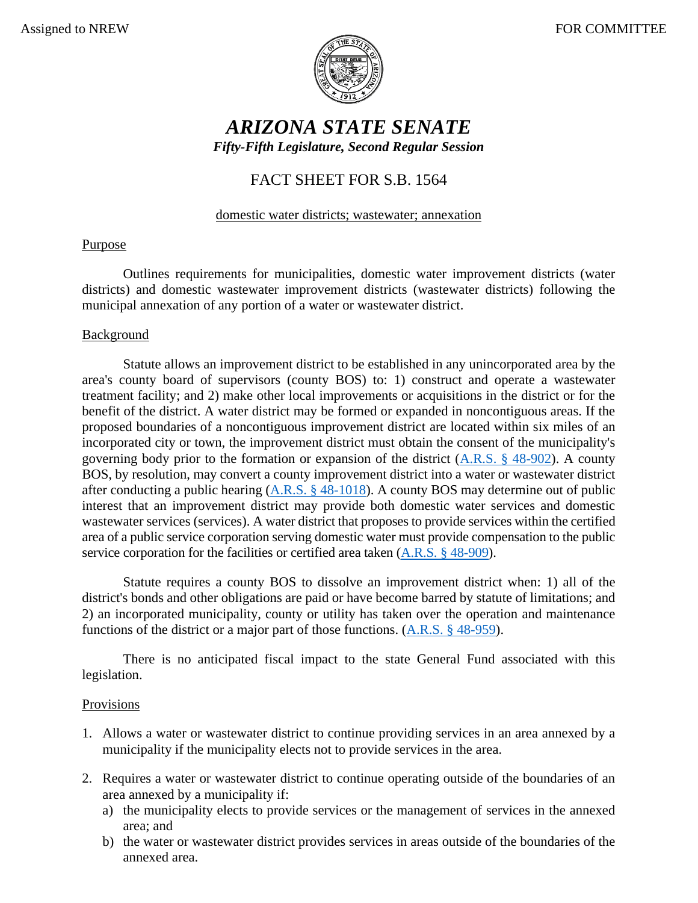Assigned to NREW FOR COMMITTEE

# ARIZONA STATE SENATE

***Fifty-Fifth Legislature, Second Regular Session***

## FACT SHEET FOR S.B. 1564

domestic water districts; wastewater; annexation

### Purpose

Outlines requirements for municipalities, domestic water improvement districts (water districts) and domestic wastewater improvement districts (wastewater districts) following the municipal annexation of any portion of a water or wastewater district.

### Background

Statute allows an improvement district to be established in any unincorporated area by the area's county board of supervisors (county BOS) to: 1) construct and operate a wastewater treatment facility; and 2) make other local improvements or acquisitions in the district or for the benefit of the district. A water district may be formed or expanded in noncontiguous areas. If the proposed boundaries of a noncontiguous improvement district are located within six miles of an incorporated city or town, the improvement district must obtain the consent of the municipality's governing body prior to the formation or expansion of the district (A.R.S. § 48-902). A county BOS, by resolution, may convert a county improvement district into a water or wastewater district after conducting a public hearing (A.R.S. § 48-1018). A county BOS may determine out of public interest that an improvement district may provide both domestic water services and domestic wastewater services (services). A water district that proposes to provide services within the certified area of a public service corporation serving domestic water must provide compensation to the public service corporation for the facilities or certified area taken (A.R.S. § 48-909).

Statute requires a county BOS to dissolve an improvement district when: 1) all of the district's bonds and other obligations are paid or have become barred by statute of limitations; and 2) an incorporated municipality, county or utility has taken over the operation and maintenance functions of the district or a major part of those functions. (A.R.S. § 48-959).

There is no anticipated fiscal impact to the state General Fund associated with this legislation.

### Provisions

1. Allows a water or wastewater district to continue providing services in an area annexed by a municipality if the municipality elects not to provide services in the area.
2. Requires a water or wastewater district to continue operating outside of the boundaries of an area annexed by a municipality if:
   a) the municipality elects to provide services or the management of services in the annexed area; and
   b) the water or wastewater district provides services in areas outside of the boundaries of the annexed area.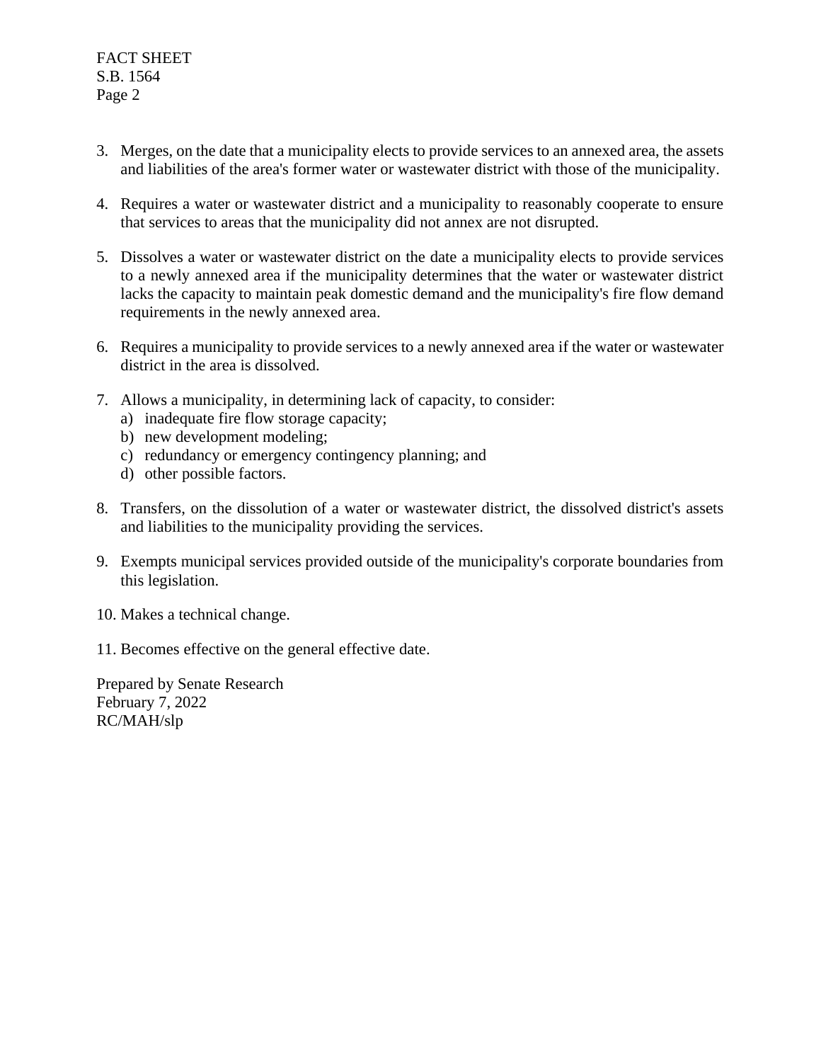3. Merges, on the date that a municipality elects to provide services to an annexed area, the assets and liabilities of the area's former water or wastewater district with those of the municipality.

4. Requires a water or wastewater district and a municipality to reasonably cooperate to ensure that services to areas that the municipality did not annex are not disrupted.

5. Dissolves a water or wastewater district on the date a municipality elects to provide services to a newly annexed area if the municipality determines that the water or wastewater district lacks the capacity to maintain peak domestic demand and the municipality's fire flow demand requirements in the newly annexed area.

6. Requires a municipality to provide services to a newly annexed area if the water or wastewater district in the area is dissolved.

7. Allows a municipality, in determining lack of capacity, to consider:
   a) inadequate fire flow storage capacity;
   b) new development modeling;
   c) redundancy or emergency contingency planning; and
   d) other possible factors.

8. Transfers, on the dissolution of a water or wastewater district, the dissolved district's assets and liabilities to the municipality providing the services.

9. Exempts municipal services provided outside of the municipality's corporate boundaries from this legislation.

10. Makes a technical change.

11. Becomes effective on the general effective date.

Prepared by Senate Research
February 7, 2022
RC/MAH/slp